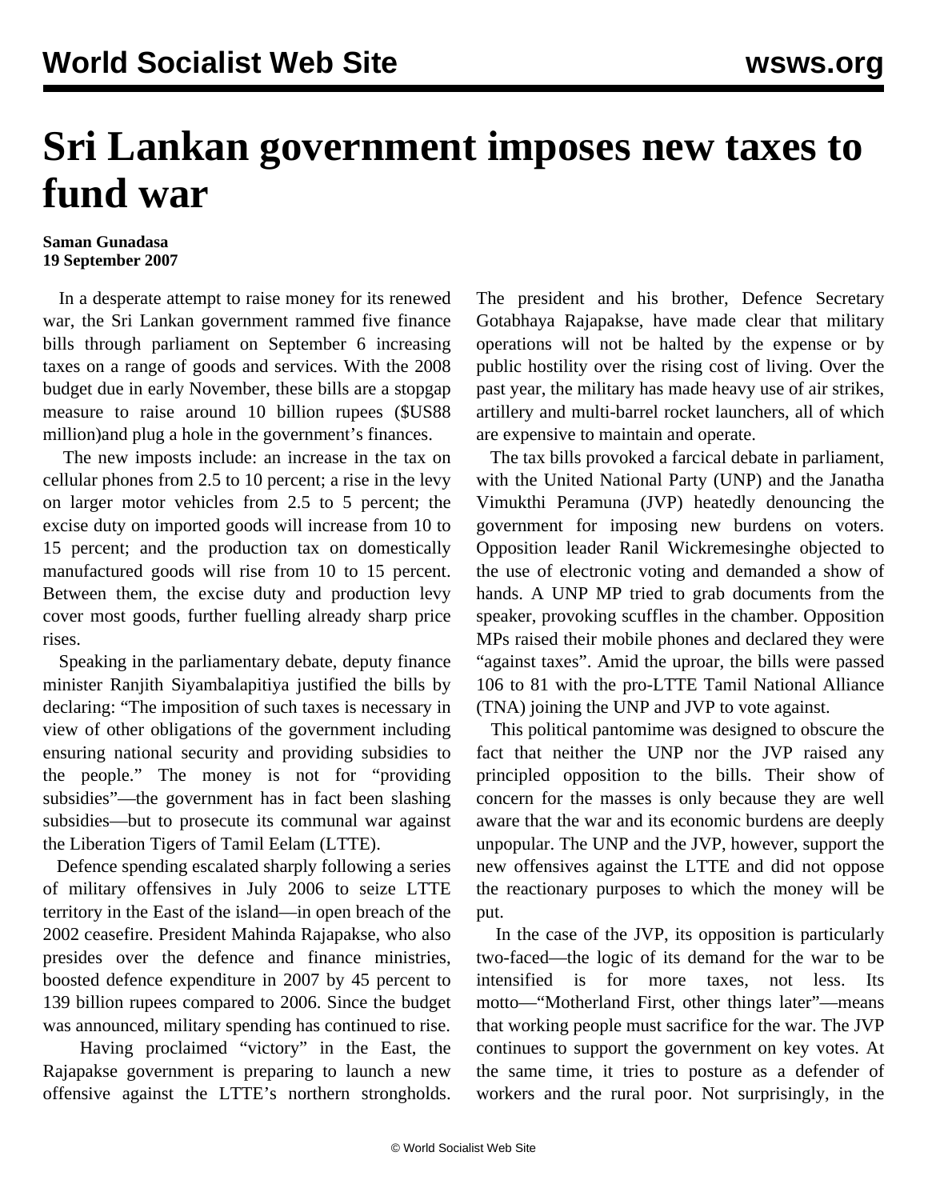# Sri Lankan government imposes new taxes to fund war

**Saman Gunadasa**
**19 September 2007**

In a desperate attempt to raise money for its renewed war, the Sri Lankan government rammed five finance bills through parliament on September 6 increasing taxes on a range of goods and services. With the 2008 budget due in early November, these bills are a stopgap measure to raise around 10 billion rupees ($US88 million)and plug a hole in the government's finances.

The new imposts include: an increase in the tax on cellular phones from 2.5 to 10 percent; a rise in the levy on larger motor vehicles from 2.5 to 5 percent; the excise duty on imported goods will increase from 10 to 15 percent; and the production tax on domestically manufactured goods will rise from 10 to 15 percent. Between them, the excise duty and production levy cover most goods, further fuelling already sharp price rises.

Speaking in the parliamentary debate, deputy finance minister Ranjith Siyambalapitiya justified the bills by declaring: "The imposition of such taxes is necessary in view of other obligations of the government including ensuring national security and providing subsidies to the people." The money is not for "providing subsidies"—the government has in fact been slashing subsidies—but to prosecute its communal war against the Liberation Tigers of Tamil Eelam (LTTE).

Defence spending escalated sharply following a series of military offensives in July 2006 to seize LTTE territory in the East of the island—in open breach of the 2002 ceasefire. President Mahinda Rajapakse, who also presides over the defence and finance ministries, boosted defence expenditure in 2007 by 45 percent to 139 billion rupees compared to 2006. Since the budget was announced, military spending has continued to rise.

Having proclaimed "victory" in the East, the Rajapakse government is preparing to launch a new offensive against the LTTE's northern strongholds. The president and his brother, Defence Secretary Gotabhaya Rajapakse, have made clear that military operations will not be halted by the expense or by public hostility over the rising cost of living. Over the past year, the military has made heavy use of air strikes, artillery and multi-barrel rocket launchers, all of which are expensive to maintain and operate.

The tax bills provoked a farcical debate in parliament, with the United National Party (UNP) and the Janatha Vimukthi Peramuna (JVP) heatedly denouncing the government for imposing new burdens on voters. Opposition leader Ranil Wickremesinghe objected to the use of electronic voting and demanded a show of hands. A UNP MP tried to grab documents from the speaker, provoking scuffles in the chamber. Opposition MPs raised their mobile phones and declared they were "against taxes". Amid the uproar, the bills were passed 106 to 81 with the pro-LTTE Tamil National Alliance (TNA) joining the UNP and JVP to vote against.

This political pantomime was designed to obscure the fact that neither the UNP nor the JVP raised any principled opposition to the bills. Their show of concern for the masses is only because they are well aware that the war and its economic burdens are deeply unpopular. The UNP and the JVP, however, support the new offensives against the LTTE and did not oppose the reactionary purposes to which the money will be put.

In the case of the JVP, its opposition is particularly two-faced—the logic of its demand for the war to be intensified is for more taxes, not less. Its motto—"Motherland First, other things later"—means that working people must sacrifice for the war. The JVP continues to support the government on key votes. At the same time, it tries to posture as a defender of workers and the rural poor. Not surprisingly, in the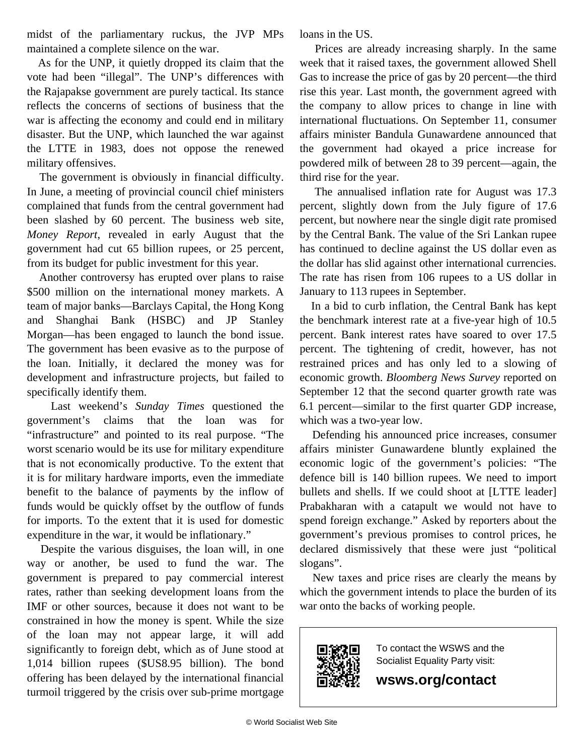midst of the parliamentary ruckus, the JVP MPs maintained a complete silence on the war.

As for the UNP, it quietly dropped its claim that the vote had been "illegal". The UNP's differences with the Rajapakse government are purely tactical. Its stance reflects the concerns of sections of business that the war is affecting the economy and could end in military disaster. But the UNP, which launched the war against the LTTE in 1983, does not oppose the renewed military offensives.

The government is obviously in financial difficulty. In June, a meeting of provincial council chief ministers complained that funds from the central government had been slashed by 60 percent. The business web site, *Money Report*, revealed in early August that the government had cut 65 billion rupees, or 25 percent, from its budget for public investment for this year.

Another controversy has erupted over plans to raise $500 million on the international money markets. A team of major banks—Barclays Capital, the Hong Kong and Shanghai Bank (HSBC) and JP Stanley Morgan—has been engaged to launch the bond issue. The government has been evasive as to the purpose of the loan. Initially, it declared the money was for development and infrastructure projects, but failed to specifically identify them.

Last weekend's *Sunday Times* questioned the government's claims that the loan was for "infrastructure" and pointed to its real purpose. "The worst scenario would be its use for military expenditure that is not economically productive. To the extent that it is for military hardware imports, even the immediate benefit to the balance of payments by the inflow of funds would be quickly offset by the outflow of funds for imports. To the extent that it is used for domestic expenditure in the war, it would be inflationary."

Despite the various disguises, the loan will, in one way or another, be used to fund the war. The government is prepared to pay commercial interest rates, rather than seeking development loans from the IMF or other sources, because it does not want to be constrained in how the money is spent. While the size of the loan may not appear large, it will add significantly to foreign debt, which as of June stood at 1,014 billion rupees ($US8.95 billion). The bond offering has been delayed by the international financial turmoil triggered by the crisis over sub-prime mortgage loans in the US.

Prices are already increasing sharply. In the same week that it raised taxes, the government allowed Shell Gas to increase the price of gas by 20 percent—the third rise this year. Last month, the government agreed with the company to allow prices to change in line with international fluctuations. On September 11, consumer affairs minister Bandula Gunawardene announced that the government had okayed a price increase for powdered milk of between 28 to 39 percent—again, the third rise for the year.

The annualised inflation rate for August was 17.3 percent, slightly down from the July figure of 17.6 percent, but nowhere near the single digit rate promised by the Central Bank. The value of the Sri Lankan rupee has continued to decline against the US dollar even as the dollar has slid against other international currencies. The rate has risen from 106 rupees to a US dollar in January to 113 rupees in September.

In a bid to curb inflation, the Central Bank has kept the benchmark interest rate at a five-year high of 10.5 percent. Bank interest rates have soared to over 17.5 percent. The tightening of credit, however, has not restrained prices and has only led to a slowing of economic growth. *Bloomberg News Survey* reported on September 12 that the second quarter growth rate was 6.1 percent—similar to the first quarter GDP increase, which was a two-year low.

Defending his announced price increases, consumer affairs minister Gunawardene bluntly explained the economic logic of the government's policies: "The defence bill is 140 billion rupees. We need to import bullets and shells. If we could shoot at [LTTE leader] Prabakharan with a catapult we would not have to spend foreign exchange." Asked by reporters about the government's previous promises to control prices, he declared dismissively that these were just "political slogans".

New taxes and price rises are clearly the means by which the government intends to place the burden of its war onto the backs of working people.

To contact the WSWS and the Socialist Equality Party visit:

**wsws.org/contact**